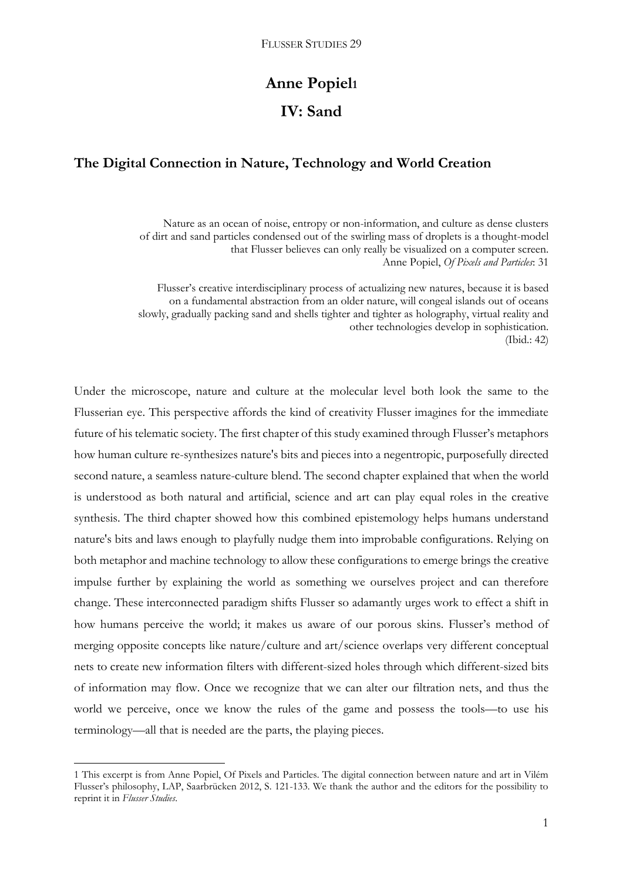# Anne Popiel[1]

# IV: Sand

## The Digital Connection in Nature, Technology and World Creation

> Nature as an ocean of noise, entropy or non-information, and culture as dense clusters of dirt and sand particles condensed out of the swirling mass of droplets is a thought-model that Flusser believes can only really be visualized on a computer screen.
> Anne Popiel, *Of Pixels and Particles*: 31

> Flusser's creative interdisciplinary process of actualizing new natures, because it is based on a fundamental abstraction from an older nature, will congeal islands out of oceans slowly, gradually packing sand and shells tighter and tighter as holography, virtual reality and other technologies develop in sophistication.
> (Ibid.: 42)

Under the microscope, nature and culture at the molecular level both look the same to the Flusserian eye. This perspective affords the kind of creativity Flusser imagines for the immediate future of his telematic society. The first chapter of this study examined through Flusser's metaphors how human culture re-synthesizes nature's bits and pieces into a negentropic, purposefully directed second nature, a seamless nature-culture blend. The second chapter explained that when the world is understood as both natural and artificial, science and art can play equal roles in the creative synthesis. The third chapter showed how this combined epistemology helps humans understand nature's bits and laws enough to playfully nudge them into improbable configurations. Relying on both metaphor and machine technology to allow these configurations to emerge brings the creative impulse further by explaining the world as something we ourselves project and can therefore change. These interconnected paradigm shifts Flusser so adamantly urges work to effect a shift in how humans perceive the world; it makes us aware of our porous skins. Flusser's method of merging opposite concepts like nature/culture and art/science overlaps very different conceptual nets to create new information filters with different-sized holes through which different-sized bits of information may flow. Once we recognize that we can alter our filtration nets, and thus the world we perceive, once we know the rules of the game and possess the tools—to use his terminology—all that is needed are the parts, the playing pieces.

---

[1] This excerpt is from Anne Popiel, Of Pixels and Particles. The digital connection between nature and art in Vilém Flusser's philosophy, LAP, Saarbrücken 2012, S. 121-133. We thank the author and the editors for the possibility to reprint it in *Flusser Studies*.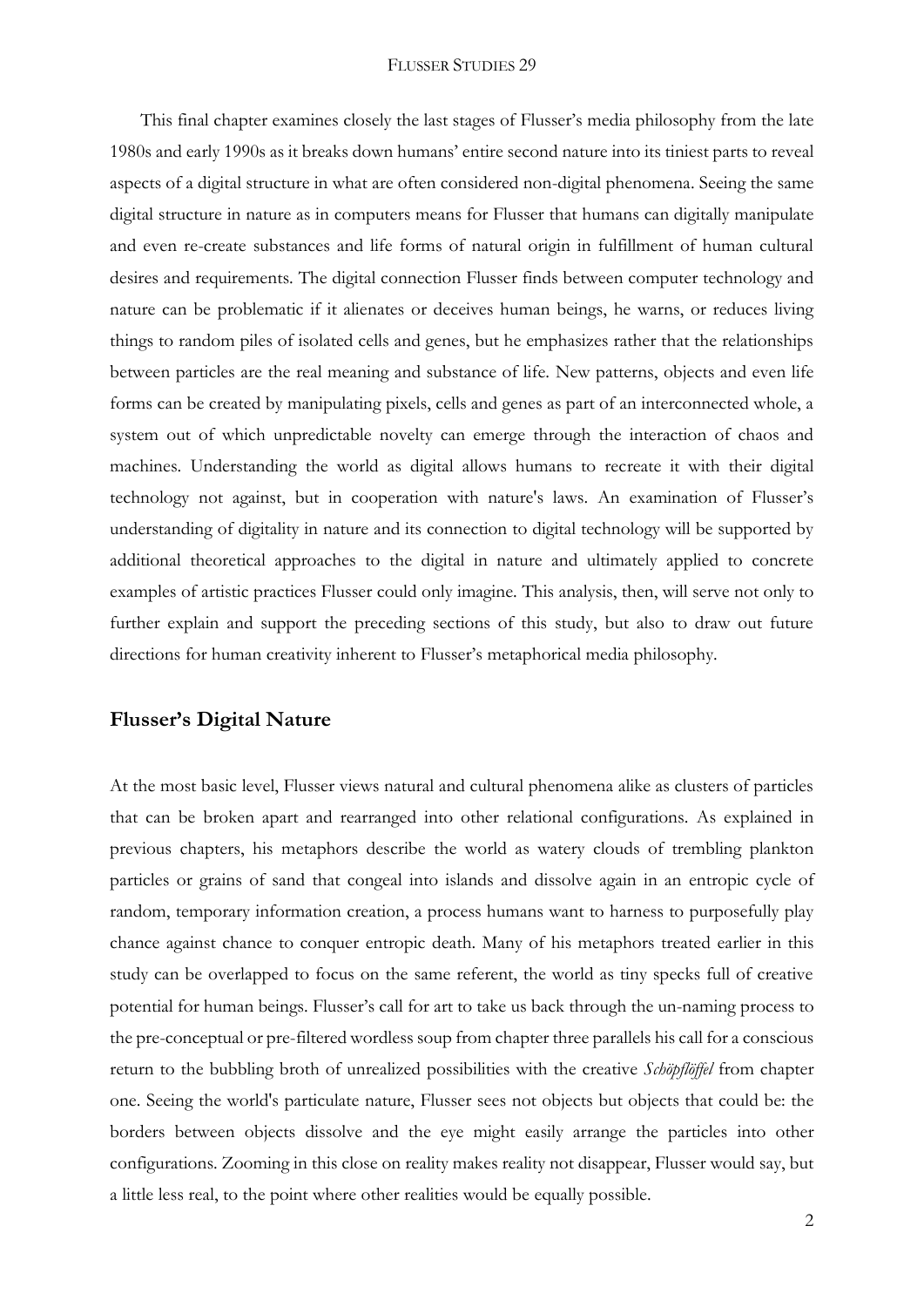This final chapter examines closely the last stages of Flusser's media philosophy from the late 1980s and early 1990s as it breaks down humans' entire second nature into its tiniest parts to reveal aspects of a digital structure in what are often considered non-digital phenomena. Seeing the same digital structure in nature as in computers means for Flusser that humans can digitally manipulate and even re-create substances and life forms of natural origin in fulfillment of human cultural desires and requirements. The digital connection Flusser finds between computer technology and nature can be problematic if it alienates or deceives human beings, he warns, or reduces living things to random piles of isolated cells and genes, but he emphasizes rather that the relationships between particles are the real meaning and substance of life. New patterns, objects and even life forms can be created by manipulating pixels, cells and genes as part of an interconnected whole, a system out of which unpredictable novelty can emerge through the interaction of chaos and machines. Understanding the world as digital allows humans to recreate it with their digital technology not against, but in cooperation with nature's laws. An examination of Flusser's understanding of digitality in nature and its connection to digital technology will be supported by additional theoretical approaches to the digital in nature and ultimately applied to concrete examples of artistic practices Flusser could only imagine. This analysis, then, will serve not only to further explain and support the preceding sections of this study, but also to draw out future directions for human creativity inherent to Flusser's metaphorical media philosophy.

## Flusser's Digital Nature

At the most basic level, Flusser views natural and cultural phenomena alike as clusters of particles that can be broken apart and rearranged into other relational configurations. As explained in previous chapters, his metaphors describe the world as watery clouds of trembling plankton particles or grains of sand that congeal into islands and dissolve again in an entropic cycle of random, temporary information creation, a process humans want to harness to purposefully play chance against chance to conquer entropic death. Many of his metaphors treated earlier in this study can be overlapped to focus on the same referent, the world as tiny specks full of creative potential for human beings. Flusser's call for art to take us back through the un-naming process to the pre-conceptual or pre-filtered wordless soup from chapter three parallels his call for a conscious return to the bubbling broth of unrealized possibilities with the creative *Schöpflöffel* from chapter one. Seeing the world's particulate nature, Flusser sees not objects but objects that could be: the borders between objects dissolve and the eye might easily arrange the particles into other configurations. Zooming in this close on reality makes reality not disappear, Flusser would say, but a little less real, to the point where other realities would be equally possible.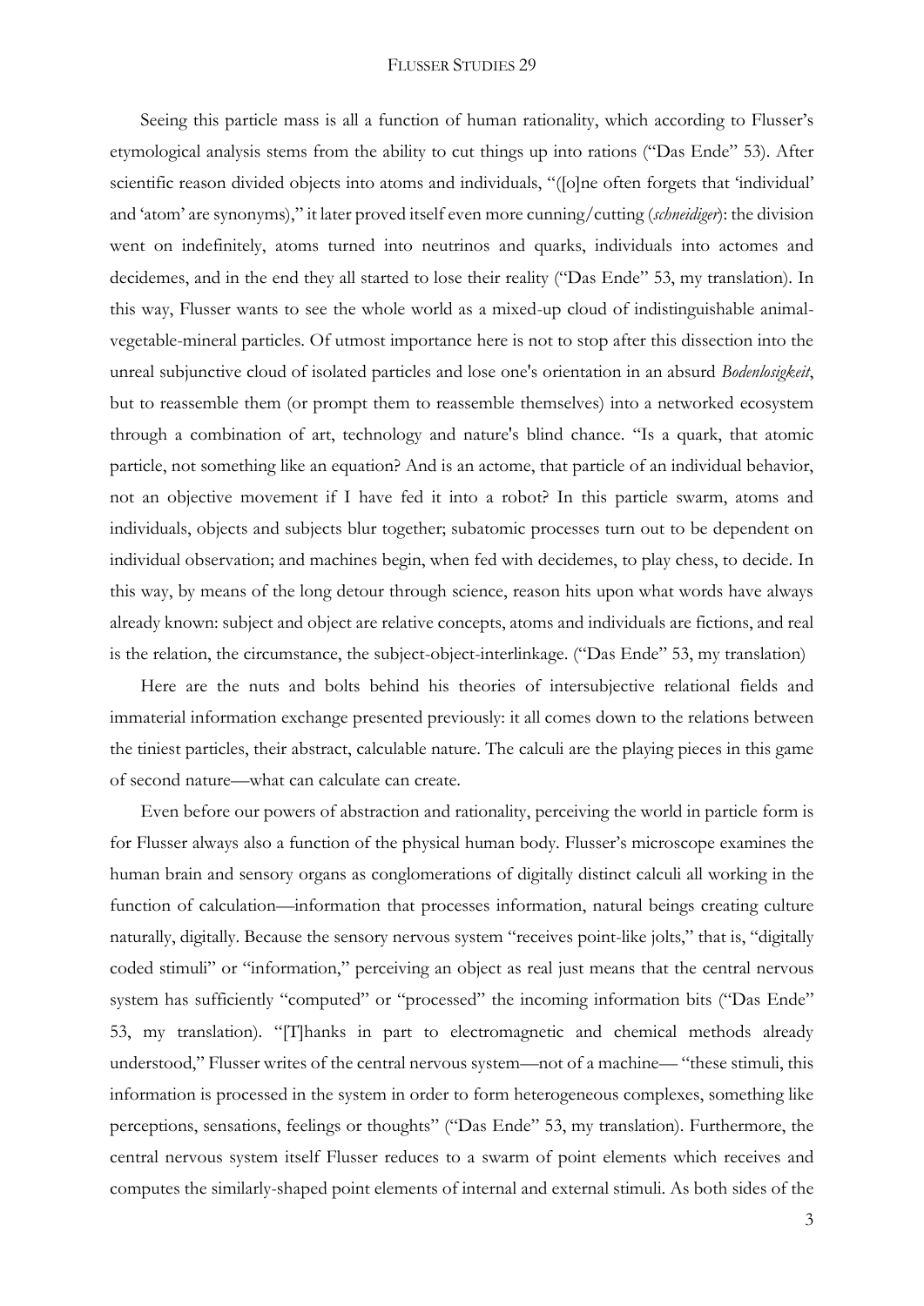Seeing this particle mass is all a function of human rationality, which according to Flusser's etymological analysis stems from the ability to cut things up into rations ("Das Ende" 53). After scientific reason divided objects into atoms and individuals, "([o]ne often forgets that 'individual' and 'atom' are synonyms)," it later proved itself even more cunning/cutting (*schneidiger*): the division went on indefinitely, atoms turned into neutrinos and quarks, individuals into actomes and decidemes, and in the end they all started to lose their reality ("Das Ende" 53, my translation). In this way, Flusser wants to see the whole world as a mixed-up cloud of indistinguishable animal-vegetable-mineral particles. Of utmost importance here is not to stop after this dissection into the unreal subjunctive cloud of isolated particles and lose one's orientation in an absurd *Bodenlosigkeit*, but to reassemble them (or prompt them to reassemble themselves) into a networked ecosystem through a combination of art, technology and nature's blind chance. "Is a quark, that atomic particle, not something like an equation? And is an actome, that particle of an individual behavior, not an objective movement if I have fed it into a robot? In this particle swarm, atoms and individuals, objects and subjects blur together; subatomic processes turn out to be dependent on individual observation; and machines begin, when fed with decidemes, to play chess, to decide. In this way, by means of the long detour through science, reason hits upon what words have always already known: subject and object are relative concepts, atoms and individuals are fictions, and real is the relation, the circumstance, the subject-object-interlinkage. ("Das Ende" 53, my translation)

Here are the nuts and bolts behind his theories of intersubjective relational fields and immaterial information exchange presented previously: it all comes down to the relations between the tiniest particles, their abstract, calculable nature. The calculi are the playing pieces in this game of second nature—what can calculate can create.

Even before our powers of abstraction and rationality, perceiving the world in particle form is for Flusser always also a function of the physical human body. Flusser's microscope examines the human brain and sensory organs as conglomerations of digitally distinct calculi all working in the function of calculation—information that processes information, natural beings creating culture naturally, digitally. Because the sensory nervous system "receives point-like jolts," that is, "digitally coded stimuli" or "information," perceiving an object as real just means that the central nervous system has sufficiently "computed" or "processed" the incoming information bits ("Das Ende" 53, my translation). "[T]hanks in part to electromagnetic and chemical methods already understood," Flusser writes of the central nervous system—not of a machine— "these stimuli, this information is processed in the system in order to form heterogeneous complexes, something like perceptions, sensations, feelings or thoughts" ("Das Ende" 53, my translation). Furthermore, the central nervous system itself Flusser reduces to a swarm of point elements which receives and computes the similarly-shaped point elements of internal and external stimuli. As both sides of the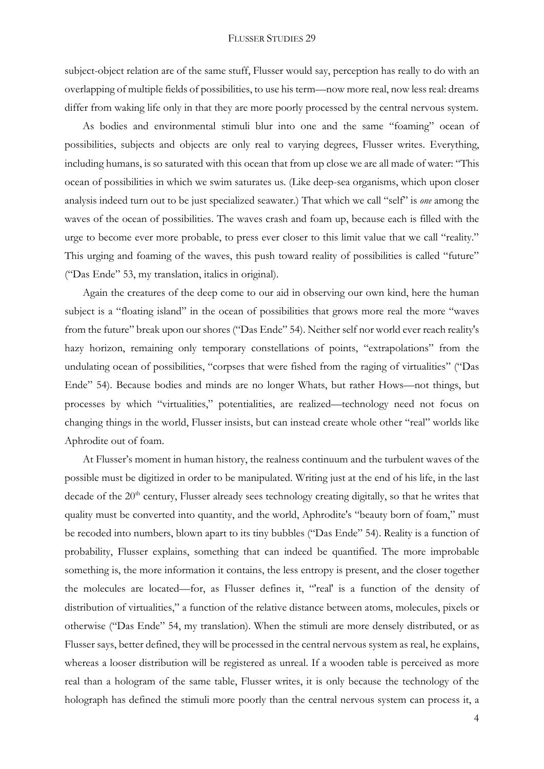subject-object relation are of the same stuff, Flusser would say, perception has really to do with an overlapping of multiple fields of possibilities, to use his term—now more real, now less real: dreams differ from waking life only in that they are more poorly processed by the central nervous system.

As bodies and environmental stimuli blur into one and the same "foaming" ocean of possibilities, subjects and objects are only real to varying degrees, Flusser writes. Everything, including humans, is so saturated with this ocean that from up close we are all made of water: "This ocean of possibilities in which we swim saturates us. (Like deep-sea organisms, which upon closer analysis indeed turn out to be just specialized seawater.) That which we call "self" is *one* among the waves of the ocean of possibilities. The waves crash and foam up, because each is filled with the urge to become ever more probable, to press ever closer to this limit value that we call "reality." This urging and foaming of the waves, this push toward reality of possibilities is called "future" ("Das Ende" 53, my translation, italics in original).

Again the creatures of the deep come to our aid in observing our own kind, here the human subject is a "floating island" in the ocean of possibilities that grows more real the more "waves from the future" break upon our shores ("Das Ende" 54). Neither self nor world ever reach reality's hazy horizon, remaining only temporary constellations of points, "extrapolations" from the undulating ocean of possibilities, "corpses that were fished from the raging of virtualities" ("Das Ende" 54). Because bodies and minds are no longer Whats, but rather Hows—not things, but processes by which "virtualities," potentialities, are realized—technology need not focus on changing things in the world, Flusser insists, but can instead create whole other "real" worlds like Aphrodite out of foam.

At Flusser's moment in human history, the realness continuum and the turbulent waves of the possible must be digitized in order to be manipulated. Writing just at the end of his life, in the last decade of the 20th century, Flusser already sees technology creating digitally, so that he writes that quality must be converted into quantity, and the world, Aphrodite's "beauty born of foam," must be recoded into numbers, blown apart to its tiny bubbles ("Das Ende" 54). Reality is a function of probability, Flusser explains, something that can indeed be quantified. The more improbable something is, the more information it contains, the less entropy is present, and the closer together the molecules are located—for, as Flusser defines it, "'real' is a function of the density of distribution of virtualities," a function of the relative distance between atoms, molecules, pixels or otherwise ("Das Ende" 54, my translation). When the stimuli are more densely distributed, or as Flusser says, better defined, they will be processed in the central nervous system as real, he explains, whereas a looser distribution will be registered as unreal. If a wooden table is perceived as more real than a hologram of the same table, Flusser writes, it is only because the technology of the holograph has defined the stimuli more poorly than the central nervous system can process it, a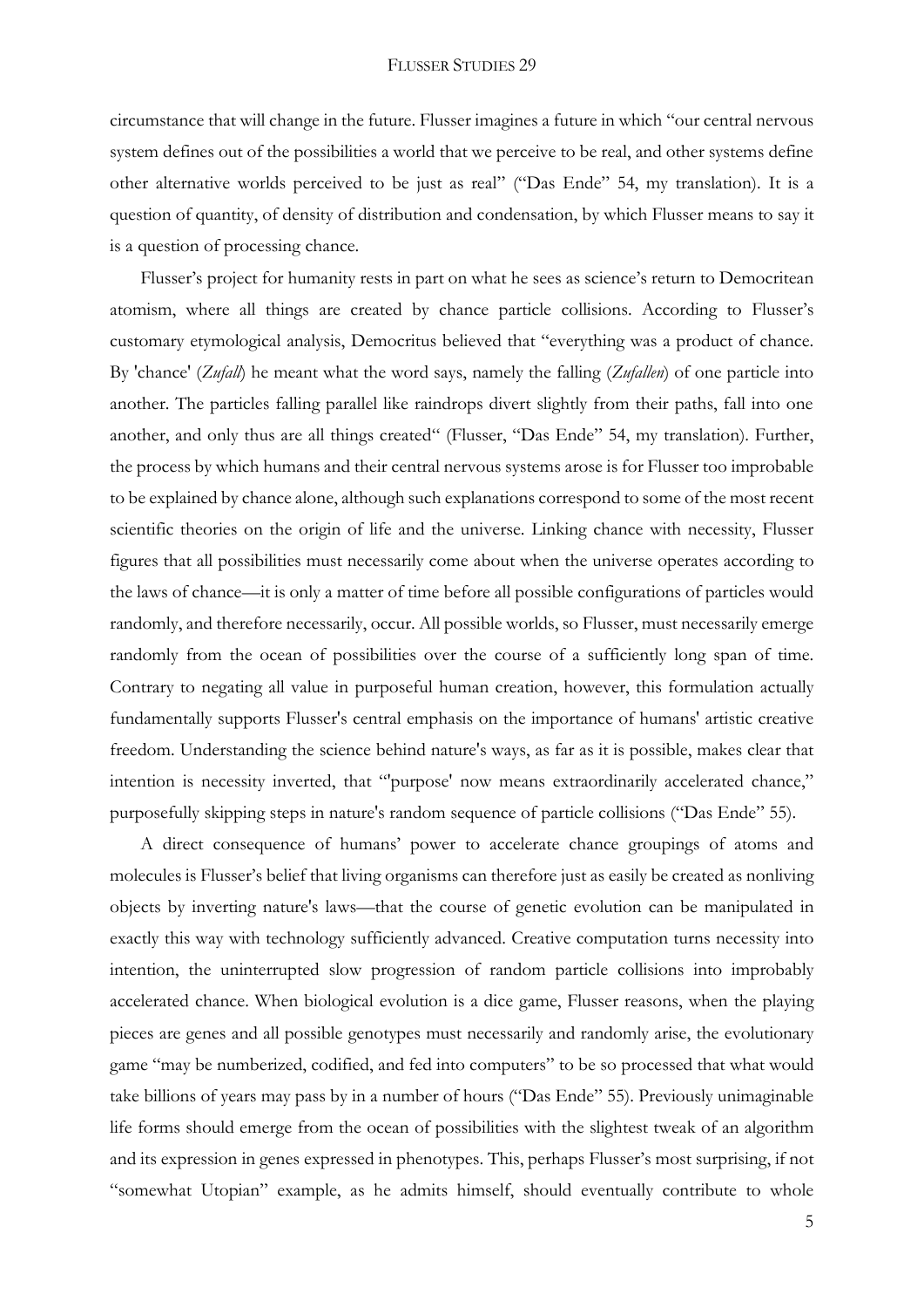circumstance that will change in the future. Flusser imagines a future in which "our central nervous system defines out of the possibilities a world that we perceive to be real, and other systems define other alternative worlds perceived to be just as real" ("Das Ende" 54, my translation). It is a question of quantity, of density of distribution and condensation, by which Flusser means to say it is a question of processing chance.

Flusser's project for humanity rests in part on what he sees as science's return to Democritean atomism, where all things are created by chance particle collisions. According to Flusser's customary etymological analysis, Democritus believed that "everything was a product of chance. By 'chance' (*Zufall*) he meant what the word says, namely the falling (*Zufallen*) of one particle into another. The particles falling parallel like raindrops divert slightly from their paths, fall into one another, and only thus are all things created" (Flusser, "Das Ende" 54, my translation). Further, the process by which humans and their central nervous systems arose is for Flusser too improbable to be explained by chance alone, although such explanations correspond to some of the most recent scientific theories on the origin of life and the universe. Linking chance with necessity, Flusser figures that all possibilities must necessarily come about when the universe operates according to the laws of chance—it is only a matter of time before all possible configurations of particles would randomly, and therefore necessarily, occur. All possible worlds, so Flusser, must necessarily emerge randomly from the ocean of possibilities over the course of a sufficiently long span of time. Contrary to negating all value in purposeful human creation, however, this formulation actually fundamentally supports Flusser's central emphasis on the importance of humans' artistic creative freedom. Understanding the science behind nature's ways, as far as it is possible, makes clear that intention is necessity inverted, that "'purpose' now means extraordinarily accelerated chance," purposefully skipping steps in nature's random sequence of particle collisions ("Das Ende" 55).

A direct consequence of humans' power to accelerate chance groupings of atoms and molecules is Flusser's belief that living organisms can therefore just as easily be created as nonliving objects by inverting nature's laws—that the course of genetic evolution can be manipulated in exactly this way with technology sufficiently advanced. Creative computation turns necessity into intention, the uninterrupted slow progression of random particle collisions into improbably accelerated chance. When biological evolution is a dice game, Flusser reasons, when the playing pieces are genes and all possible genotypes must necessarily and randomly arise, the evolutionary game "may be numberized, codified, and fed into computers" to be so processed that what would take billions of years may pass by in a number of hours ("Das Ende" 55). Previously unimaginable life forms should emerge from the ocean of possibilities with the slightest tweak of an algorithm and its expression in genes expressed in phenotypes. This, perhaps Flusser's most surprising, if not "somewhat Utopian" example, as he admits himself, should eventually contribute to whole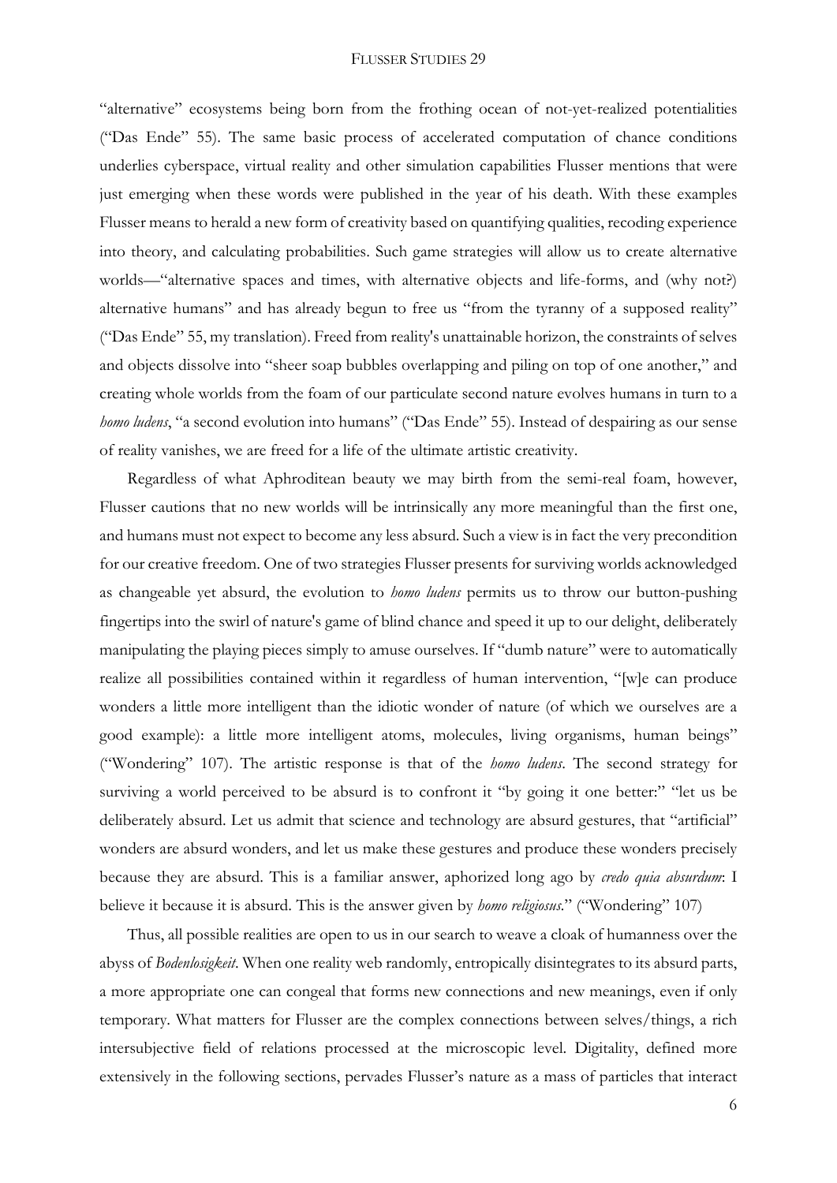"alternative" ecosystems being born from the frothing ocean of not-yet-realized potentialities ("Das Ende" 55). The same basic process of accelerated computation of chance conditions underlies cyberspace, virtual reality and other simulation capabilities Flusser mentions that were just emerging when these words were published in the year of his death. With these examples Flusser means to herald a new form of creativity based on quantifying qualities, recoding experience into theory, and calculating probabilities. Such game strategies will allow us to create alternative worlds—"alternative spaces and times, with alternative objects and life-forms, and (why not?) alternative humans" and has already begun to free us "from the tyranny of a supposed reality" ("Das Ende" 55, my translation). Freed from reality's unattainable horizon, the constraints of selves and objects dissolve into "sheer soap bubbles overlapping and piling on top of one another," and creating whole worlds from the foam of our particulate second nature evolves humans in turn to a *homo ludens*, "a second evolution into humans" ("Das Ende" 55). Instead of despairing as our sense of reality vanishes, we are freed for a life of the ultimate artistic creativity.

Regardless of what Aphroditean beauty we may birth from the semi-real foam, however, Flusser cautions that no new worlds will be intrinsically any more meaningful than the first one, and humans must not expect to become any less absurd. Such a view is in fact the very precondition for our creative freedom. One of two strategies Flusser presents for surviving worlds acknowledged as changeable yet absurd, the evolution to *homo ludens* permits us to throw our button-pushing fingertips into the swirl of nature's game of blind chance and speed it up to our delight, deliberately manipulating the playing pieces simply to amuse ourselves. If "dumb nature" were to automatically realize all possibilities contained within it regardless of human intervention, "[w]e can produce wonders a little more intelligent than the idiotic wonder of nature (of which we ourselves are a good example): a little more intelligent atoms, molecules, living organisms, human beings" ("Wondering" 107). The artistic response is that of the *homo ludens*. The second strategy for surviving a world perceived to be absurd is to confront it "by going it one better:" "let us be deliberately absurd. Let us admit that science and technology are absurd gestures, that "artificial" wonders are absurd wonders, and let us make these gestures and produce these wonders precisely because they are absurd. This is a familiar answer, aphorized long ago by *credo quia absurdum*: I believe it because it is absurd. This is the answer given by *homo religiosus*." ("Wondering" 107)

Thus, all possible realities are open to us in our search to weave a cloak of humanness over the abyss of *Bodenlosigkeit*. When one reality web randomly, entropically disintegrates to its absurd parts, a more appropriate one can congeal that forms new connections and new meanings, even if only temporary. What matters for Flusser are the complex connections between selves/things, a rich intersubjective field of relations processed at the microscopic level. Digitality, defined more extensively in the following sections, pervades Flusser's nature as a mass of particles that interact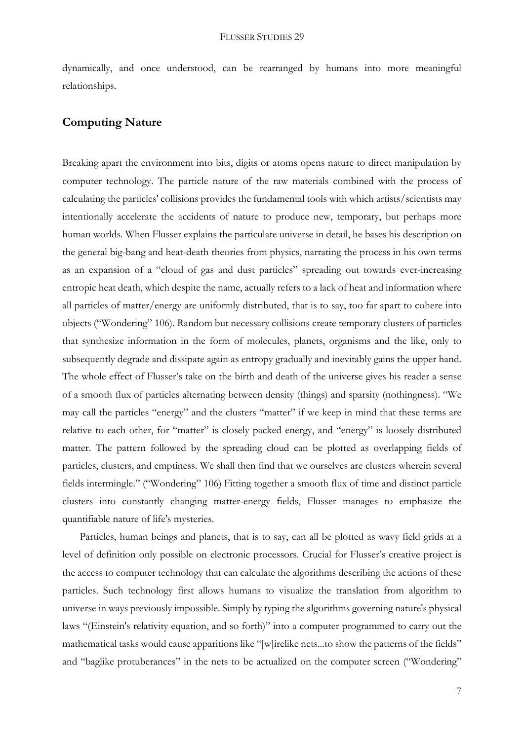dynamically, and once understood, can be rearranged by humans into more meaningful relationships.

## Computing Nature

Breaking apart the environment into bits, digits or atoms opens nature to direct manipulation by computer technology. The particle nature of the raw materials combined with the process of calculating the particles' collisions provides the fundamental tools with which artists/scientists may intentionally accelerate the accidents of nature to produce new, temporary, but perhaps more human worlds. When Flusser explains the particulate universe in detail, he bases his description on the general big-bang and heat-death theories from physics, narrating the process in his own terms as an expansion of a "cloud of gas and dust particles" spreading out towards ever-increasing entropic heat death, which despite the name, actually refers to a lack of heat and information where all particles of matter/energy are uniformly distributed, that is to say, too far apart to cohere into objects ("Wondering" 106). Random but necessary collisions create temporary clusters of particles that synthesize information in the form of molecules, planets, organisms and the like, only to subsequently degrade and dissipate again as entropy gradually and inevitably gains the upper hand. The whole effect of Flusser's take on the birth and death of the universe gives his reader a sense of a smooth flux of particles alternating between density (things) and sparsity (nothingness). "We may call the particles "energy" and the clusters "matter" if we keep in mind that these terms are relative to each other, for "matter" is closely packed energy, and "energy" is loosely distributed matter. The pattern followed by the spreading cloud can be plotted as overlapping fields of particles, clusters, and emptiness. We shall then find that we ourselves are clusters wherein several fields intermingle." ("Wondering" 106) Fitting together a smooth flux of time and distinct particle clusters into constantly changing matter-energy fields, Flusser manages to emphasize the quantifiable nature of life's mysteries.

Particles, human beings and planets, that is to say, can all be plotted as wavy field grids at a level of definition only possible on electronic processors. Crucial for Flusser's creative project is the access to computer technology that can calculate the algorithms describing the actions of these particles. Such technology first allows humans to visualize the translation from algorithm to universe in ways previously impossible. Simply by typing the algorithms governing nature's physical laws "(Einstein's relativity equation, and so forth)" into a computer programmed to carry out the mathematical tasks would cause apparitions like "[w]irelike nets...to show the patterns of the fields" and "baglike protuberances" in the nets to be actualized on the computer screen ("Wondering"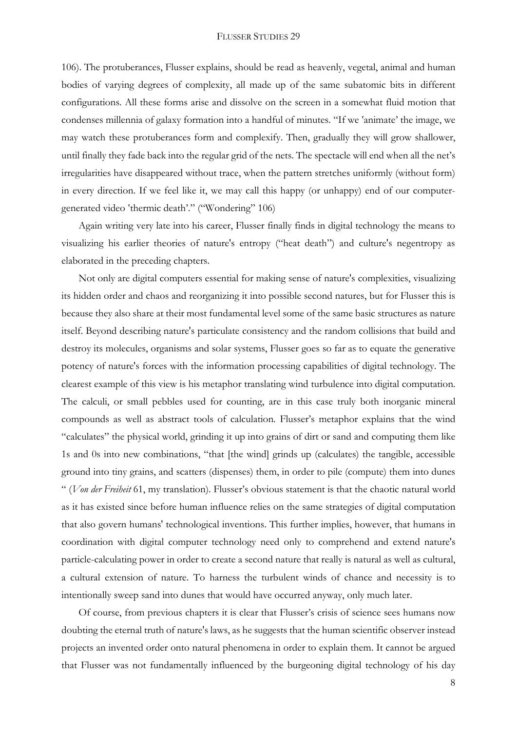106). The protuberances, Flusser explains, should be read as heavenly, vegetal, animal and human bodies of varying degrees of complexity, all made up of the same subatomic bits in different configurations. All these forms arise and dissolve on the screen in a somewhat fluid motion that condenses millennia of galaxy formation into a handful of minutes. "If we 'animate' the image, we may watch these protuberances form and complexify. Then, gradually they will grow shallower, until finally they fade back into the regular grid of the nets. The spectacle will end when all the net's irregularities have disappeared without trace, when the pattern stretches uniformly (without form) in every direction. If we feel like it, we may call this happy (or unhappy) end of our computer-generated video 'thermic death'." ("Wondering" 106)

Again writing very late into his career, Flusser finally finds in digital technology the means to visualizing his earlier theories of nature's entropy ("heat death") and culture's negentropy as elaborated in the preceding chapters.

Not only are digital computers essential for making sense of nature's complexities, visualizing its hidden order and chaos and reorganizing it into possible second natures, but for Flusser this is because they also share at their most fundamental level some of the same basic structures as nature itself. Beyond describing nature's particulate consistency and the random collisions that build and destroy its molecules, organisms and solar systems, Flusser goes so far as to equate the generative potency of nature's forces with the information processing capabilities of digital technology. The clearest example of this view is his metaphor translating wind turbulence into digital computation. The calculi, or small pebbles used for counting, are in this case truly both inorganic mineral compounds as well as abstract tools of calculation. Flusser's metaphor explains that the wind "calculates" the physical world, grinding it up into grains of dirt or sand and computing them like 1s and 0s into new combinations, "that [the wind] grinds up (calculates) the tangible, accessible ground into tiny grains, and scatters (dispenses) them, in order to pile (compute) them into dunes " (*Von der Freiheit* 61, my translation). Flusser's obvious statement is that the chaotic natural world as it has existed since before human influence relies on the same strategies of digital computation that also govern humans' technological inventions. This further implies, however, that humans in coordination with digital computer technology need only to comprehend and extend nature's particle-calculating power in order to create a second nature that really is natural as well as cultural, a cultural extension of nature. To harness the turbulent winds of chance and necessity is to intentionally sweep sand into dunes that would have occurred anyway, only much later.

Of course, from previous chapters it is clear that Flusser's crisis of science sees humans now doubting the eternal truth of nature's laws, as he suggests that the human scientific observer instead projects an invented order onto natural phenomena in order to explain them. It cannot be argued that Flusser was not fundamentally influenced by the burgeoning digital technology of his day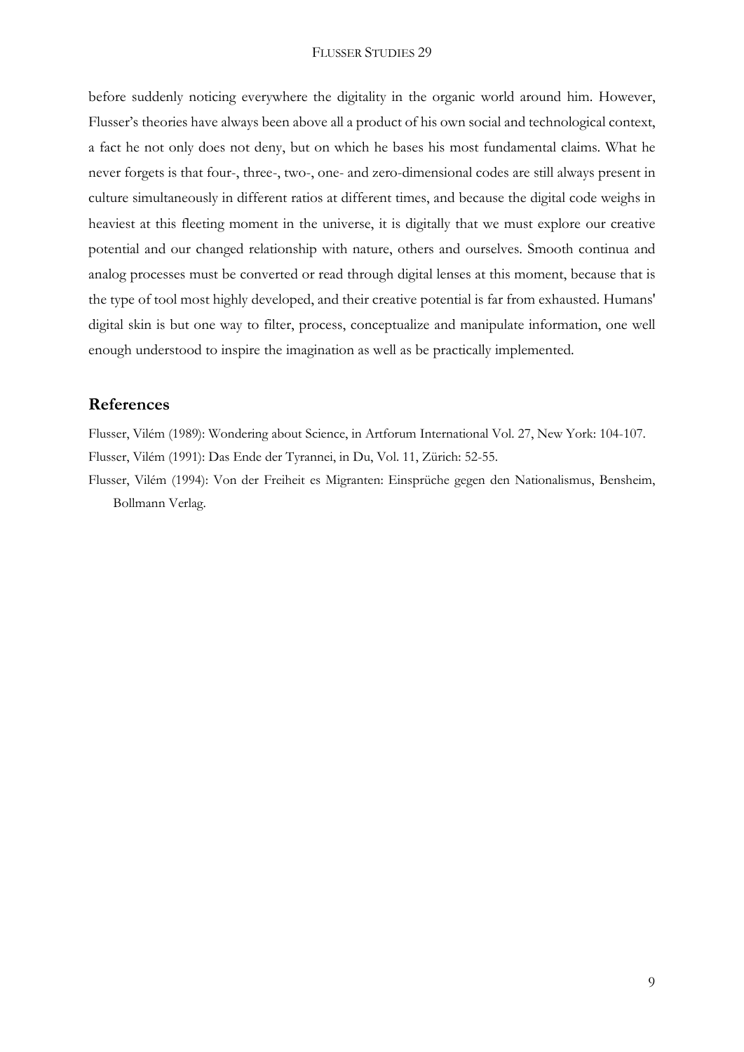before suddenly noticing everywhere the digitality in the organic world around him. However, Flusser's theories have always been above all a product of his own social and technological context, a fact he not only does not deny, but on which he bases his most fundamental claims. What he never forgets is that four-, three-, two-, one- and zero-dimensional codes are still always present in culture simultaneously in different ratios at different times, and because the digital code weighs in heaviest at this fleeting moment in the universe, it is digitally that we must explore our creative potential and our changed relationship with nature, others and ourselves. Smooth continua and analog processes must be converted or read through digital lenses at this moment, because that is the type of tool most highly developed, and their creative potential is far from exhausted. Humans' digital skin is but one way to filter, process, conceptualize and manipulate information, one well enough understood to inspire the imagination as well as be practically implemented.

## References

Flusser, Vilém (1989): Wondering about Science, in Artforum International Vol. 27, New York: 104-107.

Flusser, Vilém (1991): Das Ende der Tyrannei, in Du, Vol. 11, Zürich: 52-55.

Flusser, Vilém (1994): Von der Freiheit es Migranten: Einsprüche gegen den Nationalismus, Bensheim, Bollmann Verlag.